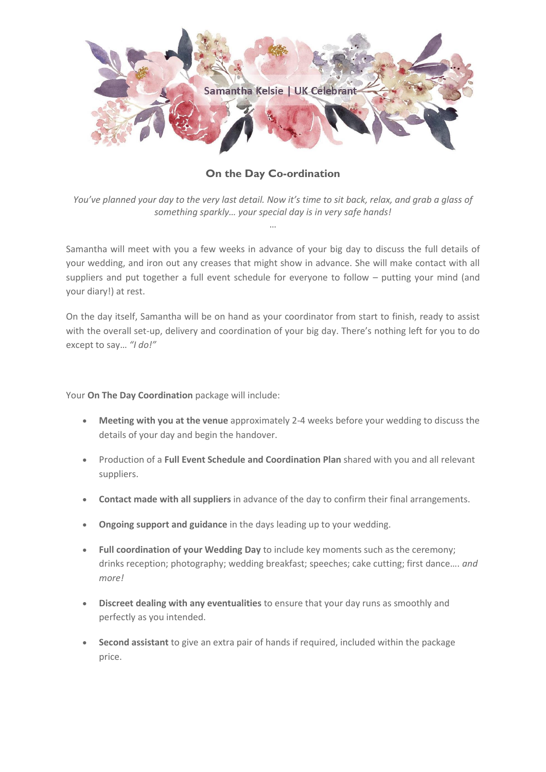Samantha Kelsie | UK Celebrant

## On the Day Co-ordination

*You've planned your day to the very last detail. Now it's time to sit back, relax, and grab a glass of something sparkly… your special day is in very safe hands!*

…

Samantha will meet with you a few weeks in advance of your big day to discuss the full details of your wedding, and iron out any creases that might show in advance. She will make contact with all suppliers and put together a full event schedule for everyone to follow – putting your mind (and your diary!) at rest.

On the day itself, Samantha will be on hand as your coordinator from start to finish, ready to assist with the overall set-up, delivery and coordination of your big day. There's nothing left for you to do except to say… *"I do!"*

Your **On The Day Coordination** package will include:

- **Meeting with you at the venue** approximately 2-4 weeks before your wedding to discuss the details of your day and begin the handover.
- Production of a **Full Event Schedule and Coordination Plan** shared with you and all relevant suppliers.
- **Contact made with all suppliers** in advance of the day to confirm their final arrangements.
- **Ongoing support and guidance** in the days leading up to your wedding.
- **Full coordination of your Wedding Day** to include key moments such as the ceremony; drinks reception; photography; wedding breakfast; speeches; cake cutting; first dance…. *and more!*
- **Discreet dealing with any eventualities** to ensure that your day runs as smoothly and perfectly as you intended.
- **Second assistant** to give an extra pair of hands if required, included within the package price.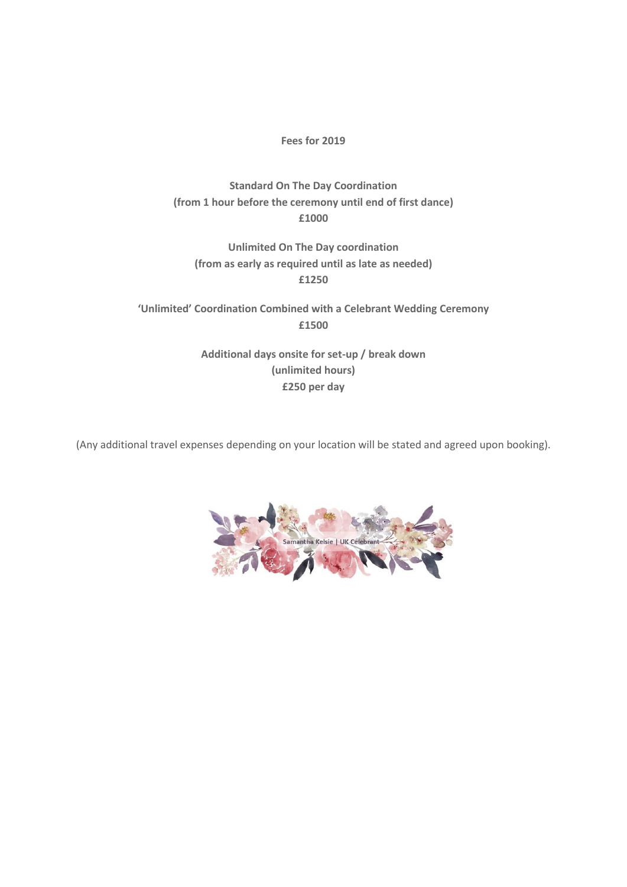**Fees for 2019**

**Standard On The Day Coordination**
**(from 1 hour before the ceremony until end of first dance)**
**£1000**

**Unlimited On The Day coordination**
**(from as early as required until as late as needed)**
**£1250**

**'Unlimited' Coordination Combined with a Celebrant Wedding Ceremony**
**£1500**

**Additional days onsite for set-up / break down**
**(unlimited hours)**
**£250 per day**

(Any additional travel expenses depending on your location will be stated and agreed upon booking).

Samantha Kelsie | UK Celebrant